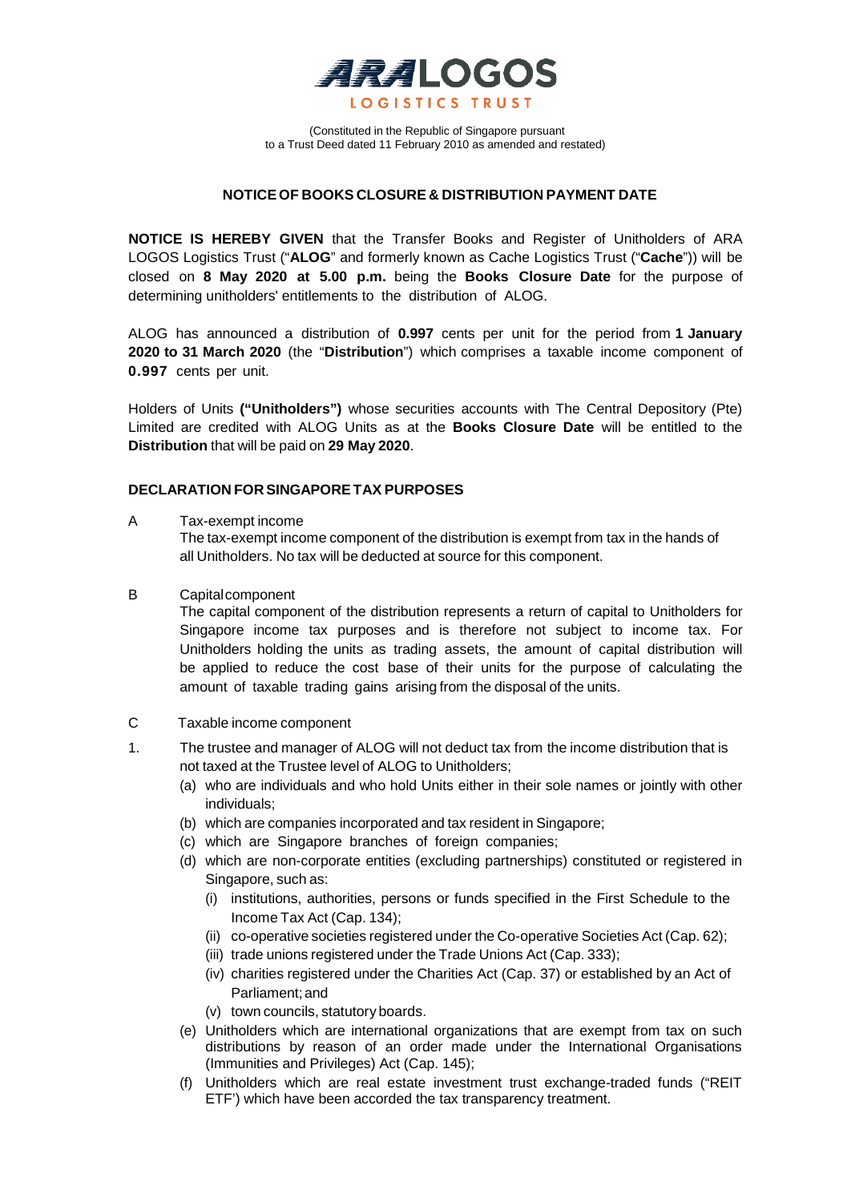# ARA LOGOS LOGISTICS TRUST

(Constituted in the Republic of Singapore pursuant to a Trust Deed dated 11 February 2010 as amended and restated)

## NOTICE OF BOOKS CLOSURE & DISTRIBUTION PAYMENT DATE

**NOTICE IS HEREBY GIVEN** that the Transfer Books and Register of Unitholders of ARA LOGOS Logistics Trust ("**ALOG**" and formerly known as Cache Logistics Trust ("**Cache**")) will be closed on **8 May 2020 at 5.00 p.m.** being the **Books Closure Date** for the purpose of determining unitholders' entitlements to the distribution of ALOG.

ALOG has announced a distribution of **0.997** cents per unit for the period from **1 January 2020 to 31 March 2020** (the "**Distribution**") which comprises a taxable income component of **0.997** cents per unit.

Holders of Units **("Unitholders")** whose securities accounts with The Central Depository (Pte) Limited are credited with ALOG Units as at the **Books Closure Date** will be entitled to the **Distribution** that will be paid on **29 May 2020**.

### DECLARATION FOR SINGAPORE TAX PURPOSES

A Tax-exempt income

The tax-exempt income component of the distribution is exempt from tax in the hands of all Unitholders. No tax will be deducted at source for this component.

B Capital component

The capital component of the distribution represents a return of capital to Unitholders for Singapore income tax purposes and is therefore not subject to income tax. For Unitholders holding the units as trading assets, the amount of capital distribution will be applied to reduce the cost base of their units for the purpose of calculating the amount of taxable trading gains arising from the disposal of the units.

C Taxable income component

1. The trustee and manager of ALOG will not deduct tax from the income distribution that is not taxed at the Trustee level of ALOG to Unitholders;
   - (a) who are individuals and who hold Units either in their sole names or jointly with other individuals;
   - (b) which are companies incorporated and tax resident in Singapore;
   - (c) which are Singapore branches of foreign companies;
   - (d) which are non-corporate entities (excluding partnerships) constituted or registered in Singapore, such as:
     - (i) institutions, authorities, persons or funds specified in the First Schedule to the Income Tax Act (Cap. 134);
     - (ii) co-operative societies registered under the Co-operative Societies Act (Cap. 62);
     - (iii) trade unions registered under the Trade Unions Act (Cap. 333);
     - (iv) charities registered under the Charities Act (Cap. 37) or established by an Act of Parliament; and
     - (v) town councils, statutory boards.
   - (e) Unitholders which are international organizations that are exempt from tax on such distributions by reason of an order made under the International Organisations (Immunities and Privileges) Act (Cap. 145);
   - (f) Unitholders which are real estate investment trust exchange-traded funds ("REIT ETF') which have been accorded the tax transparency treatment.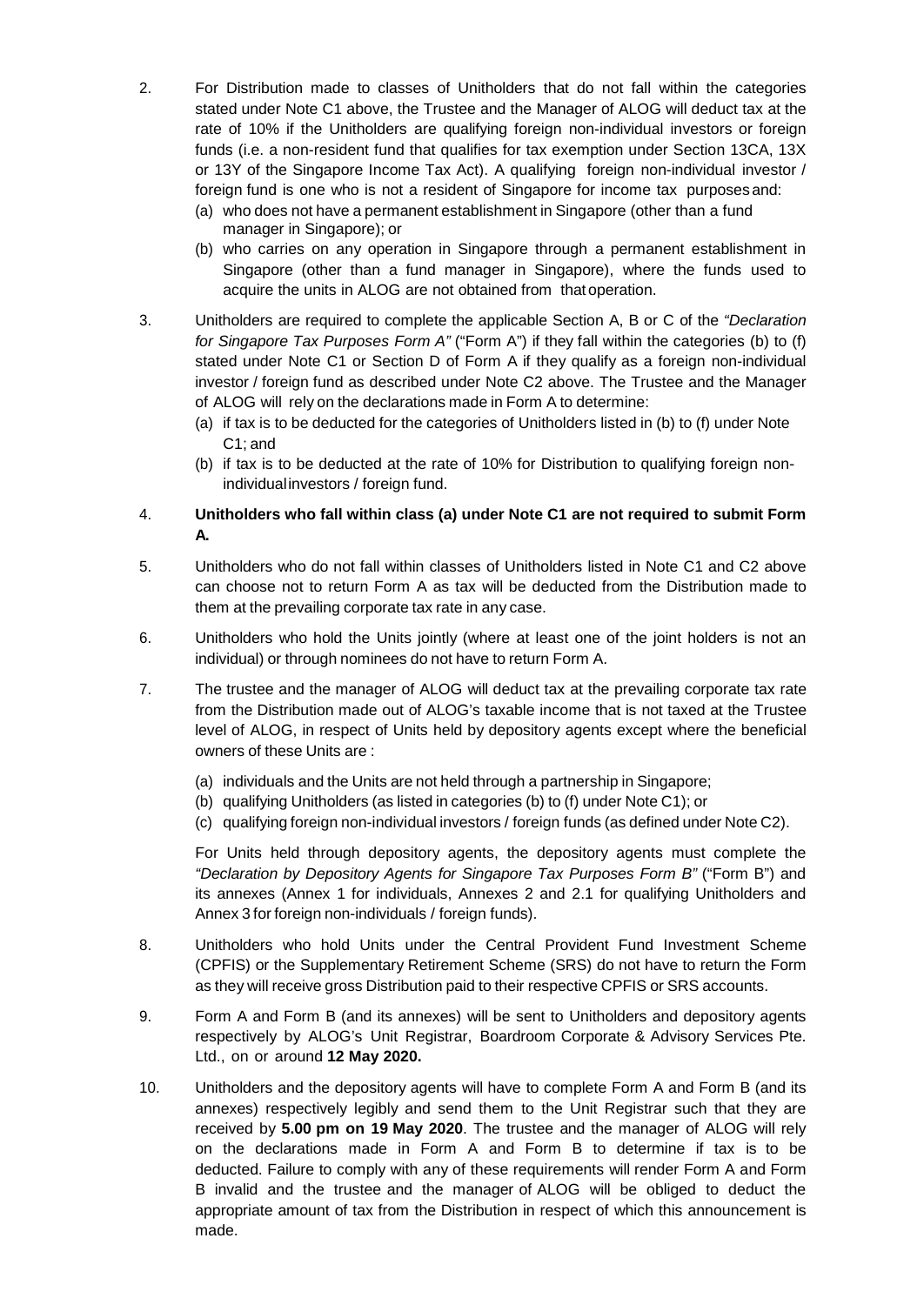2. For Distribution made to classes of Unitholders that do not fall within the categories stated under Note C1 above, the Trustee and the Manager of ALOG will deduct tax at the rate of 10% if the Unitholders are qualifying foreign non-individual investors or foreign funds (i.e. a non-resident fund that qualifies for tax exemption under Section 13CA, 13X or 13Y of the Singapore Income Tax Act). A qualifying foreign non-individual investor / foreign fund is one who is not a resident of Singapore for income tax purposes and:
   (a) who does not have a permanent establishment in Singapore (other than a fund manager in Singapore); or
   (b) who carries on any operation in Singapore through a permanent establishment in Singapore (other than a fund manager in Singapore), where the funds used to acquire the units in ALOG are not obtained from that operation.

3. Unitholders are required to complete the applicable Section A, B or C of the *"Declaration for Singapore Tax Purposes Form A"* ("Form A") if they fall within the categories (b) to (f) stated under Note C1 or Section D of Form A if they qualify as a foreign non-individual investor / foreign fund as described under Note C2 above. The Trustee and the Manager of ALOG will rely on the declarations made in Form A to determine:
   (a) if tax is to be deducted for the categories of Unitholders listed in (b) to (f) under Note C1; and
   (b) if tax is to be deducted at the rate of 10% for Distribution to qualifying foreign non-individual investors / foreign fund.

4. **Unitholders who fall within class (a) under Note C1 are not required to submit Form A.**

5. Unitholders who do not fall within classes of Unitholders listed in Note C1 and C2 above can choose not to return Form A as tax will be deducted from the Distribution made to them at the prevailing corporate tax rate in any case.

6. Unitholders who hold the Units jointly (where at least one of the joint holders is not an individual) or through nominees do not have to return Form A.

7. The trustee and the manager of ALOG will deduct tax at the prevailing corporate tax rate from the Distribution made out of ALOG's taxable income that is not taxed at the Trustee level of ALOG, in respect of Units held by depository agents except where the beneficial owners of these Units are :

   (a) individuals and the Units are not held through a partnership in Singapore;
   (b) qualifying Unitholders (as listed in categories (b) to (f) under Note C1); or
   (c) qualifying foreign non-individual investors / foreign funds (as defined under Note C2).

   For Units held through depository agents, the depository agents must complete the *"Declaration by Depository Agents for Singapore Tax Purposes Form B"* ("Form B") and its annexes (Annex 1 for individuals, Annexes 2 and 2.1 for qualifying Unitholders and Annex 3 for foreign non-individuals / foreign funds).

8. Unitholders who hold Units under the Central Provident Fund Investment Scheme (CPFIS) or the Supplementary Retirement Scheme (SRS) do not have to return the Form as they will receive gross Distribution paid to their respective CPFIS or SRS accounts.

9. Form A and Form B (and its annexes) will be sent to Unitholders and depository agents respectively by ALOG's Unit Registrar, Boardroom Corporate & Advisory Services Pte. Ltd., on or around **12 May 2020.**

10. Unitholders and the depository agents will have to complete Form A and Form B (and its annexes) respectively legibly and send them to the Unit Registrar such that they are received by **5.00 pm on 19 May 2020**. The trustee and the manager of ALOG will rely on the declarations made in Form A and Form B to determine if tax is to be deducted. Failure to comply with any of these requirements will render Form A and Form B invalid and the trustee and the manager of ALOG will be obliged to deduct the appropriate amount of tax from the Distribution in respect of which this announcement is made.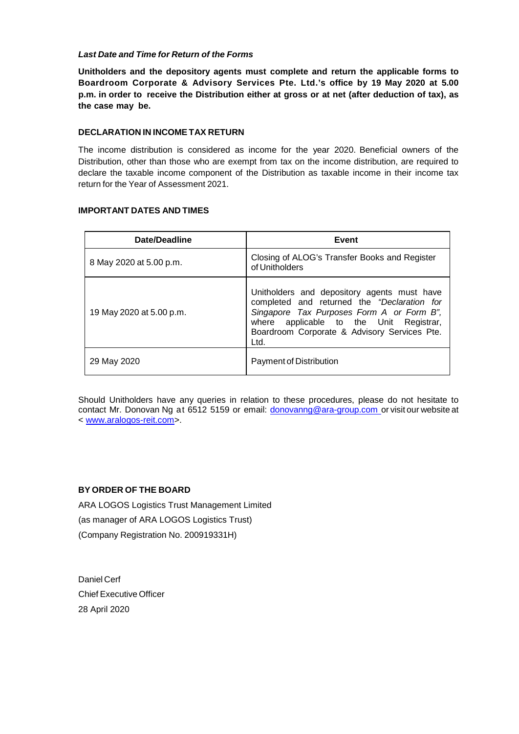***Last Date and Time for Return of the Forms***

**Unitholders and the depository agents must complete and return the applicable forms to Boardroom Corporate & Advisory Services Pte. Ltd.'s office by 19 May 2020 at 5.00 p.m. in order to receive the Distribution either at gross or at net (after deduction of tax), as the case may be.**

**DECLARATION IN INCOME TAX RETURN**

The income distribution is considered as income for the year 2020. Beneficial owners of the Distribution, other than those who are exempt from tax on the income distribution, are required to declare the taxable income component of the Distribution as taxable income in their income tax return for the Year of Assessment 2021.

**IMPORTANT DATES AND TIMES**

| Date/Deadline | Event |
| --- | --- |
| 8 May 2020 at 5.00 p.m. | Closing of ALOG's Transfer Books and Register of Unitholders |
| 19 May 2020 at 5.00 p.m. | Unitholders and depository agents must have completed and returned the *"Declaration for Singapore Tax Purposes Form A or Form B"*, where applicable to the Unit Registrar, Boardroom Corporate & Advisory Services Pte. Ltd. |
| 29 May 2020 | Payment of Distribution |

Should Unitholders have any queries in relation to these procedures, please do not hesitate to contact Mr. Donovan Ng at 6512 5159 or email: donovanng@ara-group.com or visit our website at < www.aralogos-reit.com>.

**BY ORDER OF THE BOARD**

ARA LOGOS Logistics Trust Management Limited
(as manager of ARA LOGOS Logistics Trust)
(Company Registration No. 200919331H)

Daniel Cerf
Chief Executive Officer
28 April 2020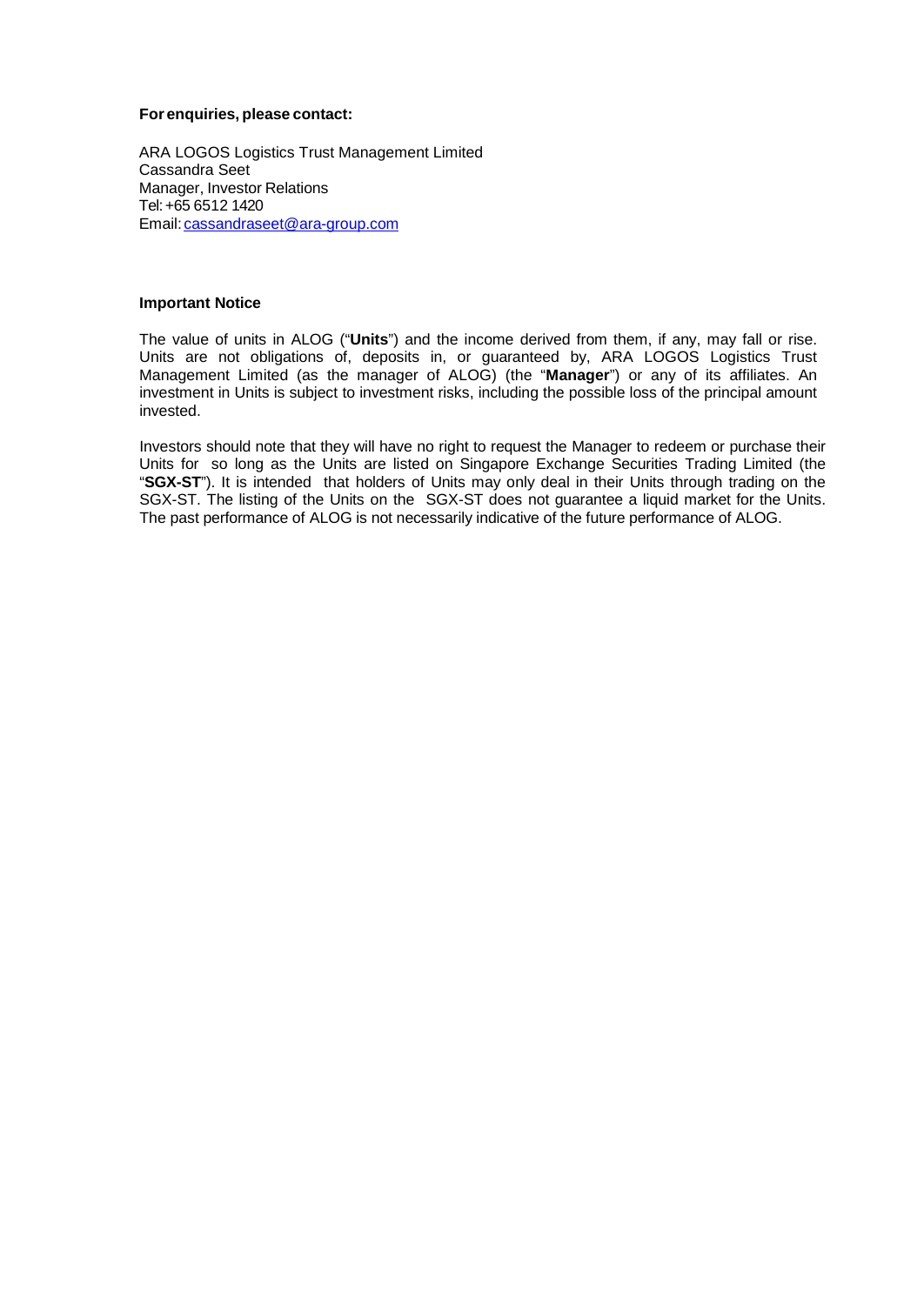**For enquiries, please contact:**

ARA LOGOS Logistics Trust Management Limited
Cassandra Seet
Manager, Investor Relations
Tel: +65 6512 1420
Email: cassandraseet@ara-group.com

**Important Notice**

The value of units in ALOG ("**Units**") and the income derived from them, if any, may fall or rise. Units are not obligations of, deposits in, or guaranteed by, ARA LOGOS Logistics Trust Management Limited (as the manager of ALOG) (the "**Manager**") or any of its affiliates. An investment in Units is subject to investment risks, including the possible loss of the principal amount invested.

Investors should note that they will have no right to request the Manager to redeem or purchase their Units for so long as the Units are listed on Singapore Exchange Securities Trading Limited (the "**SGX-ST**"). It is intended that holders of Units may only deal in their Units through trading on the SGX-ST. The listing of the Units on the SGX-ST does not guarantee a liquid market for the Units. The past performance of ALOG is not necessarily indicative of the future performance of ALOG.